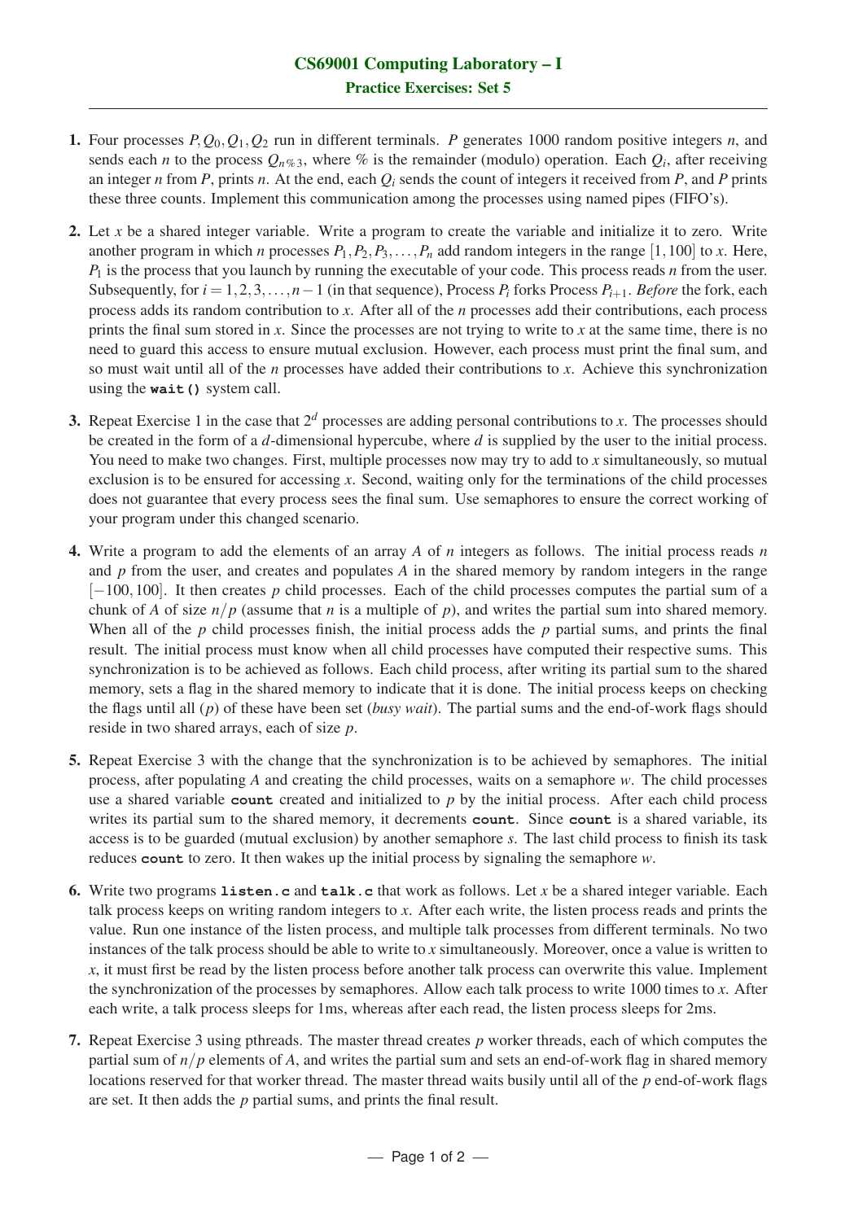## CS69001 Computing Laboratory – I
### Practice Exercises: Set 5

1. Four processes $P, Q_0, Q_1, Q_2$ run in different terminals. $P$ generates 1000 random positive integers $n$, and sends each $n$ to the process $Q_{n \% 3}$, where % is the remainder (modulo) operation. Each $Q_i$, after receiving an integer $n$ from $P$, prints $n$. At the end, each $Q_i$ sends the count of integers it received from $P$, and $P$ prints these three counts. Implement this communication among the processes using named pipes (FIFO's).

2. Let $x$ be a shared integer variable. Write a program to create the variable and initialize it to zero. Write another program in which $n$ processes $P_1, P_2, P_3, \ldots, P_n$ add random integers in the range $[1, 100]$ to $x$. Here, $P_1$ is the process that you launch by running the executable of your code. This process reads $n$ from the user. Subsequently, for $i = 1, 2, 3, \ldots, n-1$ (in that sequence), Process $P_i$ forks Process $P_{i+1}$. *Before* the fork, each process adds its random contribution to $x$. After all of the $n$ processes add their contributions, each process prints the final sum stored in $x$. Since the processes are not trying to write to $x$ at the same time, there is no need to guard this access to ensure mutual exclusion. However, each process must print the final sum, and so must wait until all of the $n$ processes have added their contributions to $x$. Achieve this synchronization using the **`wait()`** system call.

3. Repeat Exercise 1 in the case that $2^d$ processes are adding personal contributions to $x$. The processes should be created in the form of a $d$-dimensional hypercube, where $d$ is supplied by the user to the initial process. You need to make two changes. First, multiple processes now may try to add to $x$ simultaneously, so mutual exclusion is to be ensured for accessing $x$. Second, waiting only for the terminations of the child processes does not guarantee that every process sees the final sum. Use semaphores to ensure the correct working of your program under this changed scenario.

4. Write a program to add the elements of an array $A$ of $n$ integers as follows. The initial process reads $n$ and $p$ from the user, and creates and populates $A$ in the shared memory by random integers in the range $[-100, 100]$. It then creates $p$ child processes. Each of the child processes computes the partial sum of a chunk of $A$ of size $n/p$ (assume that $n$ is a multiple of $p$), and writes the partial sum into shared memory. When all of the $p$ child processes finish, the initial process adds the $p$ partial sums, and prints the final result. The initial process must know when all child processes have computed their respective sums. This synchronization is to be achieved as follows. Each child process, after writing its partial sum to the shared memory, sets a flag in the shared memory to indicate that it is done. The initial process keeps on checking the flags until all ($p$) of these have been set (*busy wait*). The partial sums and the end-of-work flags should reside in two shared arrays, each of size $p$.

5. Repeat Exercise 3 with the change that the synchronization is to be achieved by semaphores. The initial process, after populating $A$ and creating the child processes, waits on a semaphore $w$. The child processes use a shared variable **`count`** created and initialized to $p$ by the initial process. After each child process writes its partial sum to the shared memory, it decrements **`count`**. Since **`count`** is a shared variable, its access is to be guarded (mutual exclusion) by another semaphore $s$. The last child process to finish its task reduces **`count`** to zero. It then wakes up the initial process by signaling the semaphore $w$.

6. Write two programs **`listen.c`** and **`talk.c`** that work as follows. Let $x$ be a shared integer variable. Each talk process keeps on writing random integers to $x$. After each write, the listen process reads and prints the value. Run one instance of the listen process, and multiple talk processes from different terminals. No two instances of the talk process should be able to write to $x$ simultaneously. Moreover, once a value is written to $x$, it must first be read by the listen process before another talk process can overwrite this value. Implement the synchronization of the processes by semaphores. Allow each talk process to write 1000 times to $x$. After each write, a talk process sleeps for 1ms, whereas after each read, the listen process sleeps for 2ms.

7. Repeat Exercise 3 using pthreads. The master thread creates $p$ worker threads, each of which computes the partial sum of $n/p$ elements of $A$, and writes the partial sum and sets an end-of-work flag in shared memory locations reserved for that worker thread. The master thread waits busily until all of the $p$ end-of-work flags are set. It then adds the $p$ partial sums, and prints the final result.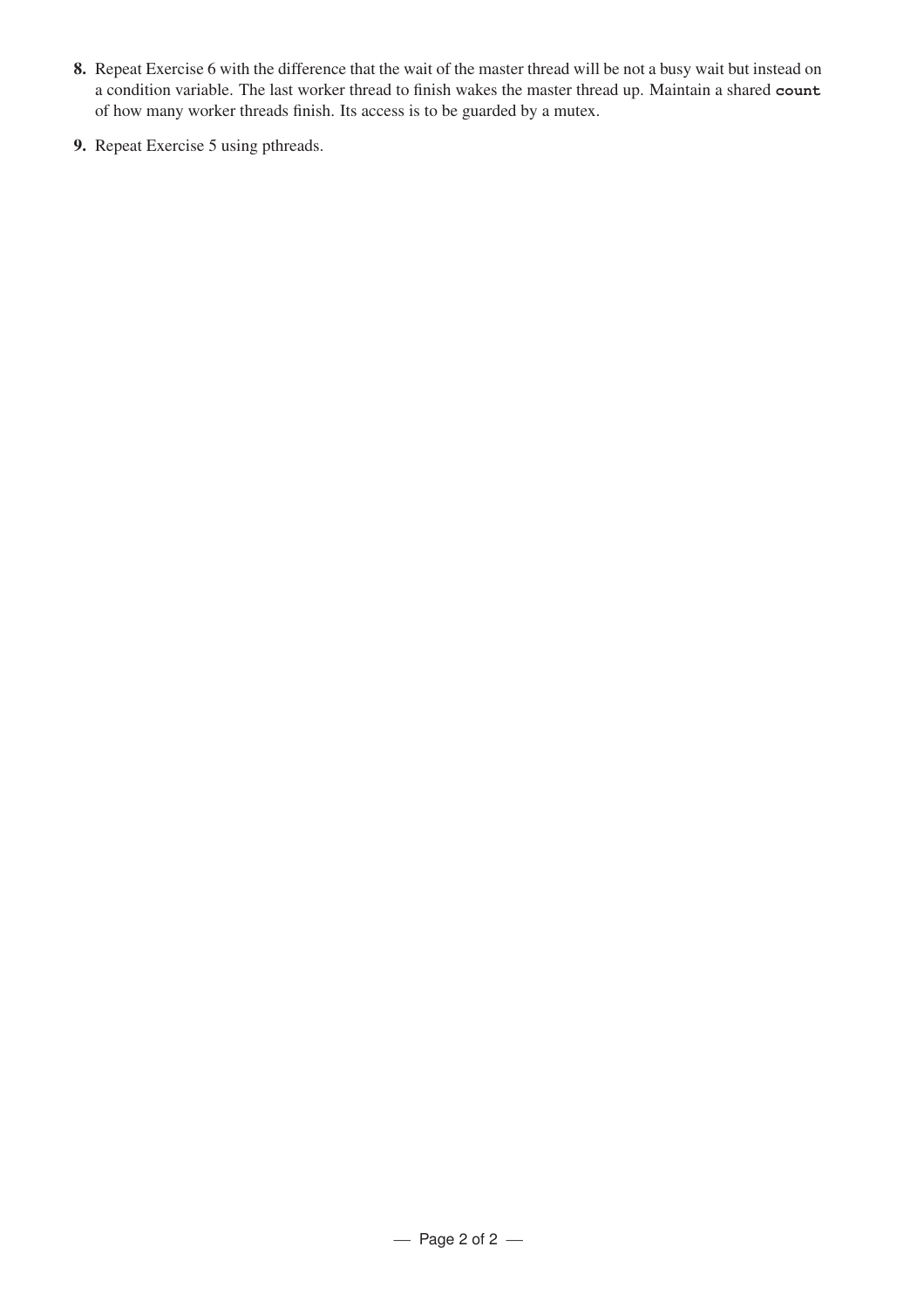**8.** Repeat Exercise 6 with the difference that the wait of the master thread will be not a busy wait but instead on a condition variable. The last worker thread to finish wakes the master thread up. Maintain a shared `count` of how many worker threads finish. Its access is to be guarded by a mutex.

**9.** Repeat Exercise 5 using pthreads.